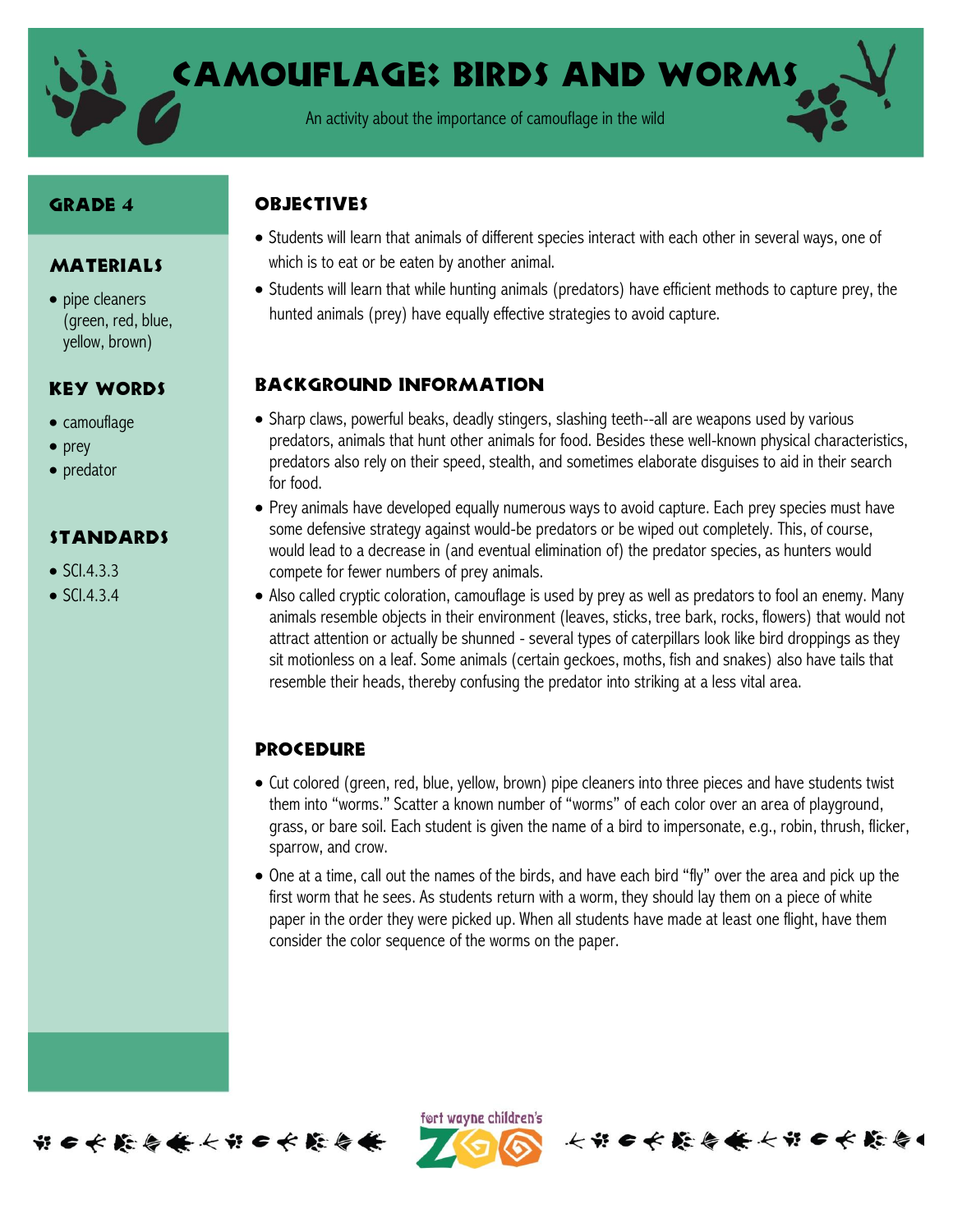# Camouflage: Birds and Worms

An activity about the importance of camouflage in the wild

## Grade 4

## Materials

- pipe cleaners (green, red, blue, yellow, brown)

## Key Words

- camouflage
- prey
- predator

## Standards

- SCI.4.3.3
- SCI.4.3.4

## Objectives

- Students will learn that animals of different species interact with each other in several ways, one of which is to eat or be eaten by another animal.
- Students will learn that while hunting animals (predators) have efficient methods to capture prey, the hunted animals (prey) have equally effective strategies to avoid capture.

## Background Information

- Sharp claws, powerful beaks, deadly stingers, slashing teeth--all are weapons used by various predators, animals that hunt other animals for food. Besides these well-known physical characteristics, predators also rely on their speed, stealth, and sometimes elaborate disguises to aid in their search for food.
- Prey animals have developed equally numerous ways to avoid capture. Each prey species must have some defensive strategy against would-be predators or be wiped out completely. This, of course, would lead to a decrease in (and eventual elimination of) the predator species, as hunters would compete for fewer numbers of prey animals.
- Also called cryptic coloration, camouflage is used by prey as well as predators to fool an enemy. Many animals resemble objects in their environment (leaves, sticks, tree bark, rocks, flowers) that would not attract attention or actually be shunned - several types of caterpillars look like bird droppings as they sit motionless on a leaf. Some animals (certain geckoes, moths, fish and snakes) also have tails that resemble their heads, thereby confusing the predator into striking at a less vital area.

## Procedure

- Cut colored (green, red, blue, yellow, brown) pipe cleaners into three pieces and have students twist them into "worms." Scatter a known number of "worms" of each color over an area of playground, grass, or bare soil. Each student is given the name of a bird to impersonate, e.g., robin, thrush, flicker, sparrow, and crow.
- One at a time, call out the names of the birds, and have each bird "fly" over the area and pick up the first worm that he sees. As students return with a worm, they should lay them on a piece of white paper in the order they were picked up. When all students have made at least one flight, have them consider the color sequence of the worms on the paper.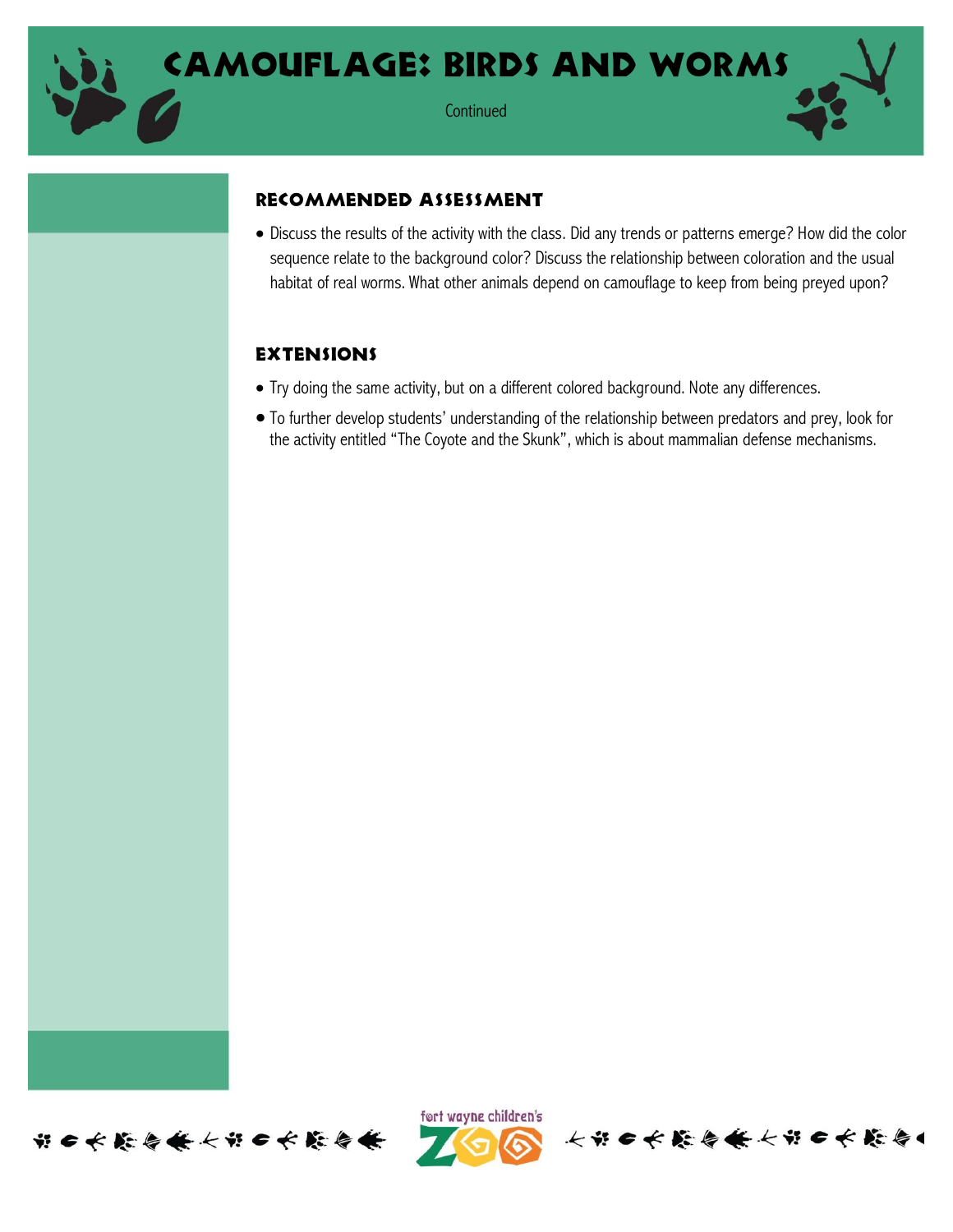# Camouflage: Birds and Worms

Continued

## Recommended Assessment

- Discuss the results of the activity with the class. Did any trends or patterns emerge? How did the color sequence relate to the background color? Discuss the relationship between coloration and the usual habitat of real worms. What other animals depend on camouflage to keep from being preyed upon?

## Extensions

- Try doing the same activity, but on a different colored background. Note any differences.
- To further develop students' understanding of the relationship between predators and prey, look for the activity entitled "The Coyote and the Skunk", which is about mammalian defense mechanisms.